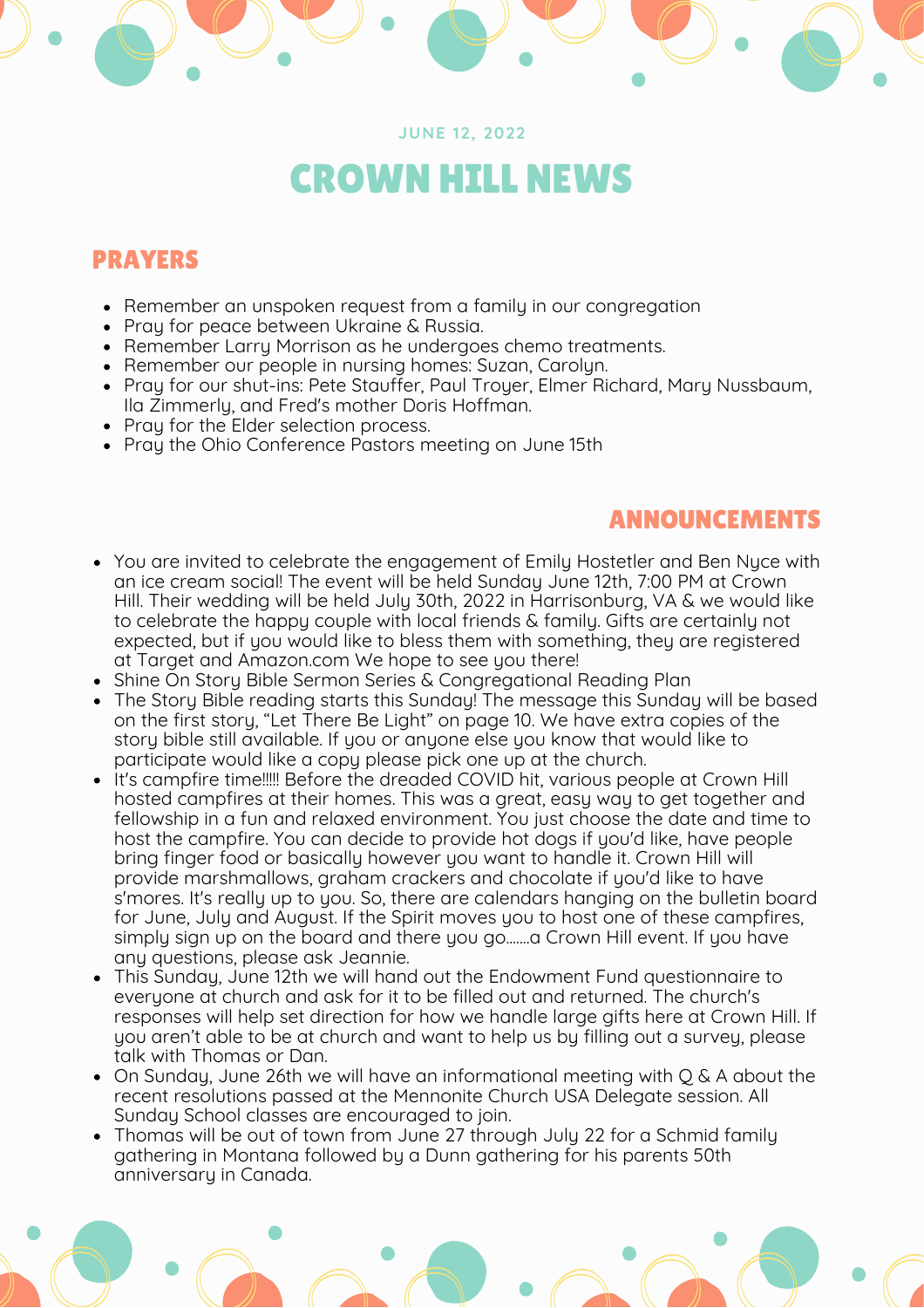JUNE 12, 2022

# CROWN HILL NEWS

## PRAYERS

- Remember an unspoken request from a family in our congregation
- Pray for peace between Ukraine & Russia.
- Remember Larry Morrison as he undergoes chemo treatments.
- Remember our people in nursing homes: Suzan, Carolyn.
- Pray for our shut-ins: Pete Stauffer, Paul Troyer, Elmer Richard, Mary Nussbaum, Ila Zimmerly, and Fred's mother Doris Hoffman.
- Pray for the Elder selection process.
- Pray the Ohio Conference Pastors meeting on June 15th

## ANNOUNCEMENTS

- You are invited to celebrate the engagement of Emily Hostetler and Ben Nyce with an ice cream social! The event will be held Sunday June 12th, 7:00 PM at Crown Hill. Their wedding will be held July 30th, 2022 in Harrisonburg, VA & we would like to celebrate the happy couple with local friends & family. Gifts are certainly not expected, but if you would like to bless them with something, they are registered at Target and Amazon.com We hope to see you there!
- Shine On Story Bible Sermon Series & Congregational Reading Plan
- The Story Bible reading starts this Sunday! The message this Sunday will be based on the first story, "Let There Be Light" on page 10. We have extra copies of the story bible still available. If you or anyone else you know that would like to participate would like a copy please pick one up at the church.
- It's campfire time!!!!! Before the dreaded COVID hit, various people at Crown Hill hosted campfires at their homes. This was a great, easy way to get together and fellowship in a fun and relaxed environment. You just choose the date and time to host the campfire. You can decide to provide hot dogs if you'd like, have people bring finger food or basically however you want to handle it. Crown Hill will provide marshmallows, graham crackers and chocolate if you'd like to have s'mores. It's really up to you. So, there are calendars hanging on the bulletin board for June, July and August. If the Spirit moves you to host one of these campfires, simply sign up on the board and there you go.......a Crown Hill event. If you have any questions, please ask Jeannie.
- This Sunday, June 12th we will hand out the Endowment Fund questionnaire to everyone at church and ask for it to be filled out and returned. The church's responses will help set direction for how we handle large gifts here at Crown Hill. If you aren't able to be at church and want to help us by filling out a survey, please talk with Thomas or Dan.
- On Sunday, June 26th we will have an informational meeting with Q & A about the recent resolutions passed at the Mennonite Church USA Delegate session. All Sunday School classes are encouraged to join.
- Thomas will be out of town from June 27 through July 22 for a Schmid family gathering in Montana followed by a Dunn gathering for his parents 50th anniversary in Canada.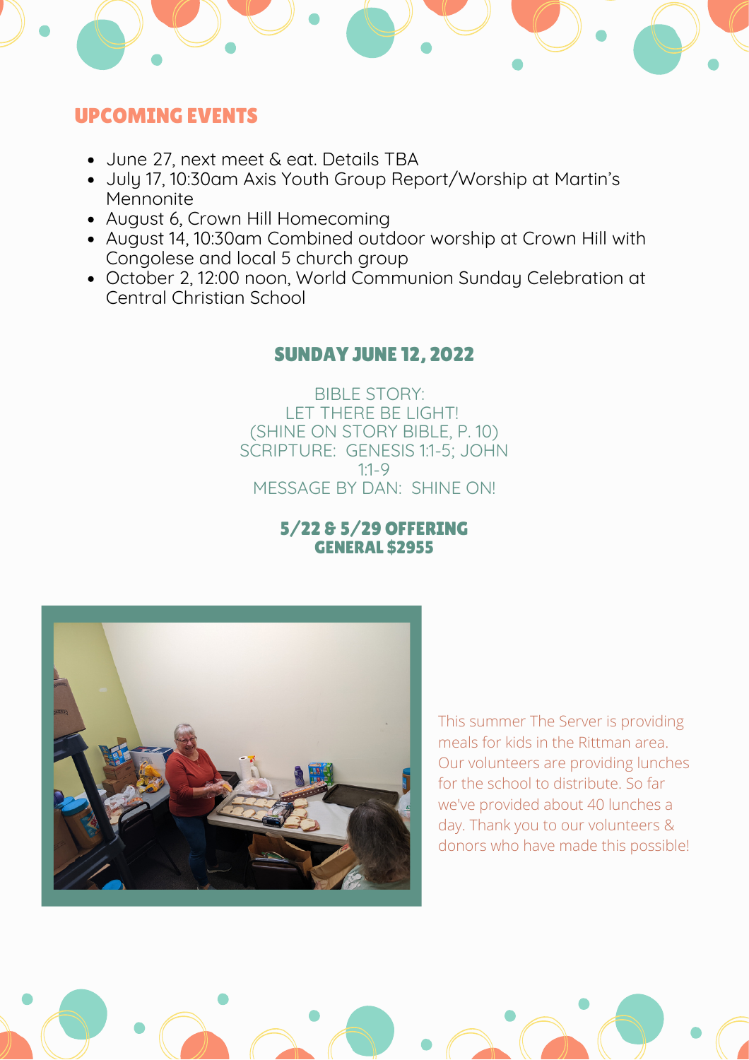## UPCOMING EVENTS

- June 27, next meet & eat. Details TBA
- July 17, 10:30am Axis Youth Group Report/Worship at Martin's Mennonite
- August 6, Crown Hill Homecoming
- August 14, 10:30am Combined outdoor worship at Crown Hill with Congolese and local 5 church group
- October 2, 12:00 noon, World Communion Sunday Celebration at Central Christian School

## SUNDAY JUNE 12, 2022

BIBLE STORY:
LET THERE BE LIGHT!
(SHINE ON STORY BIBLE, P. 10)
SCRIPTURE: GENESIS 1:1-5; JOHN 1:1-9
MESSAGE BY DAN: SHINE ON!

### 5/22 & 5/29 OFFERING
### GENERAL $2955

This summer The Server is providing meals for kids in the Rittman area. Our volunteers are providing lunches for the school to distribute. So far we've provided about 40 lunches a day. Thank you to our volunteers & donors who have made this possible!